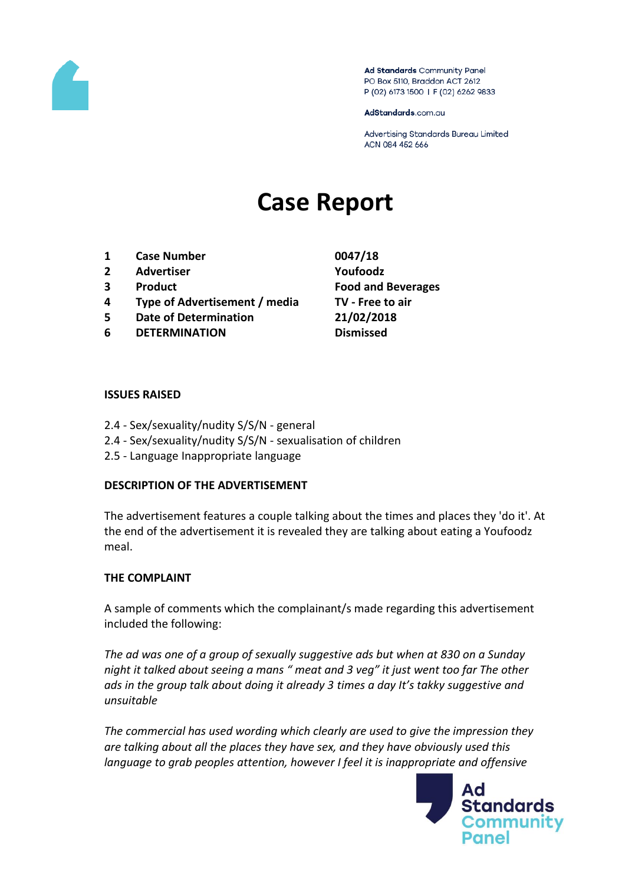Ad Standards Community Panel
PO Box 5110, Braddon ACT 2612
P (02) 6173 1500 | F (02) 6262 9833

AdStandards.com.au

Advertising Standards Bureau Limited
ACN 084 452 666

# Case Report

| | | |
|---|---|---|
| **1** | **Case Number** | **0047/18** |
| **2** | **Advertiser** | **Youfoodz** |
| **3** | **Product** | **Food and Beverages** |
| **4** | **Type of Advertisement / media** | **TV - Free to air** |
| **5** | **Date of Determination** | **21/02/2018** |
| **6** | **DETERMINATION** | **Dismissed** |

**ISSUES RAISED**

2.4 - Sex/sexuality/nudity S/S/N - general
2.4 - Sex/sexuality/nudity S/S/N - sexualisation of children
2.5 - Language Inappropriate language

**DESCRIPTION OF THE ADVERTISEMENT**

The advertisement features a couple talking about the times and places they 'do it'. At the end of the advertisement it is revealed they are talking about eating a Youfoodz meal.

**THE COMPLAINT**

A sample of comments which the complainant/s made regarding this advertisement included the following:

*The ad was one of a group of sexually suggestive ads but when at 830 on a Sunday night it talked about seeing a mans " meat and 3 veg" it just went too far The other ads in the group talk about doing it already 3 times a day It's takky suggestive and unsuitable*

*The commercial has used wording which clearly are used to give the impression they are talking about all the places they have sex, and they have obviously used this language to grab peoples attention, however I feel it is inappropriate and offensive*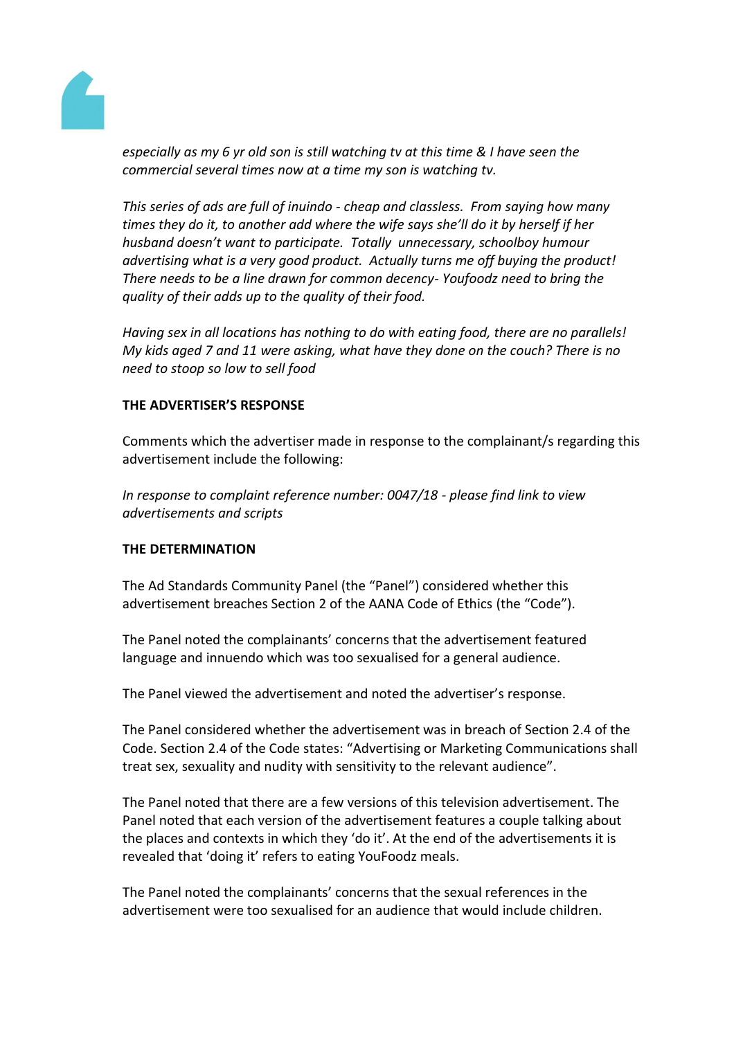*especially as my 6 yr old son is still watching tv at this time & I have seen the commercial several times now at a time my son is watching tv.*

*This series of ads are full of inuindo - cheap and classless. From saying how many times they do it, to another add where the wife says she'll do it by herself if her husband doesn't want to participate. Totally unnecessary, schoolboy humour advertising what is a very good product. Actually turns me off buying the product! There needs to be a line drawn for common decency- Youfoodz need to bring the quality of their adds up to the quality of their food.*

*Having sex in all locations has nothing to do with eating food, there are no parallels! My kids aged 7 and 11 were asking, what have they done on the couch? There is no need to stoop so low to sell food*

**THE ADVERTISER'S RESPONSE**

Comments which the advertiser made in response to the complainant/s regarding this advertisement include the following:

*In response to complaint reference number: 0047/18 - please find link to view advertisements and scripts*

**THE DETERMINATION**

The Ad Standards Community Panel (the "Panel") considered whether this advertisement breaches Section 2 of the AANA Code of Ethics (the "Code").

The Panel noted the complainants' concerns that the advertisement featured language and innuendo which was too sexualised for a general audience.

The Panel viewed the advertisement and noted the advertiser's response.

The Panel considered whether the advertisement was in breach of Section 2.4 of the Code. Section 2.4 of the Code states: "Advertising or Marketing Communications shall treat sex, sexuality and nudity with sensitivity to the relevant audience".

The Panel noted that there are a few versions of this television advertisement. The Panel noted that each version of the advertisement features a couple talking about the places and contexts in which they 'do it'. At the end of the advertisements it is revealed that 'doing it' refers to eating YouFoodz meals.

The Panel noted the complainants' concerns that the sexual references in the advertisement were too sexualised for an audience that would include children.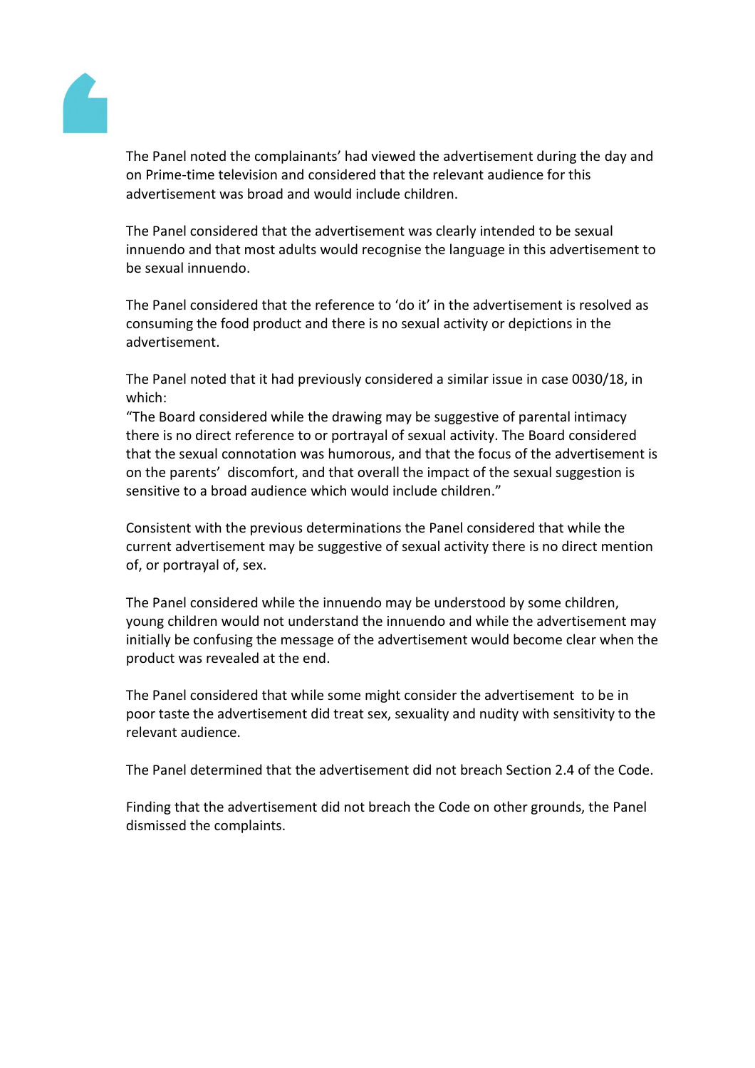The Panel noted the complainants' had viewed the advertisement during the day and on Prime-time television and considered that the relevant audience for this advertisement was broad and would include children.

The Panel considered that the advertisement was clearly intended to be sexual innuendo and that most adults would recognise the language in this advertisement to be sexual innuendo.

The Panel considered that the reference to 'do it' in the advertisement is resolved as consuming the food product and there is no sexual activity or depictions in the advertisement.

The Panel noted that it had previously considered a similar issue in case 0030/18, in which:
"The Board considered while the drawing may be suggestive of parental intimacy there is no direct reference to or portrayal of sexual activity. The Board considered that the sexual connotation was humorous, and that the focus of the advertisement is on the parents' discomfort, and that overall the impact of the sexual suggestion is sensitive to a broad audience which would include children."

Consistent with the previous determinations the Panel considered that while the current advertisement may be suggestive of sexual activity there is no direct mention of, or portrayal of, sex.

The Panel considered while the innuendo may be understood by some children, young children would not understand the innuendo and while the advertisement may initially be confusing the message of the advertisement would become clear when the product was revealed at the end.

The Panel considered that while some might consider the advertisement to be in poor taste the advertisement did treat sex, sexuality and nudity with sensitivity to the relevant audience.

The Panel determined that the advertisement did not breach Section 2.4 of the Code.

Finding that the advertisement did not breach the Code on other grounds, the Panel dismissed the complaints.